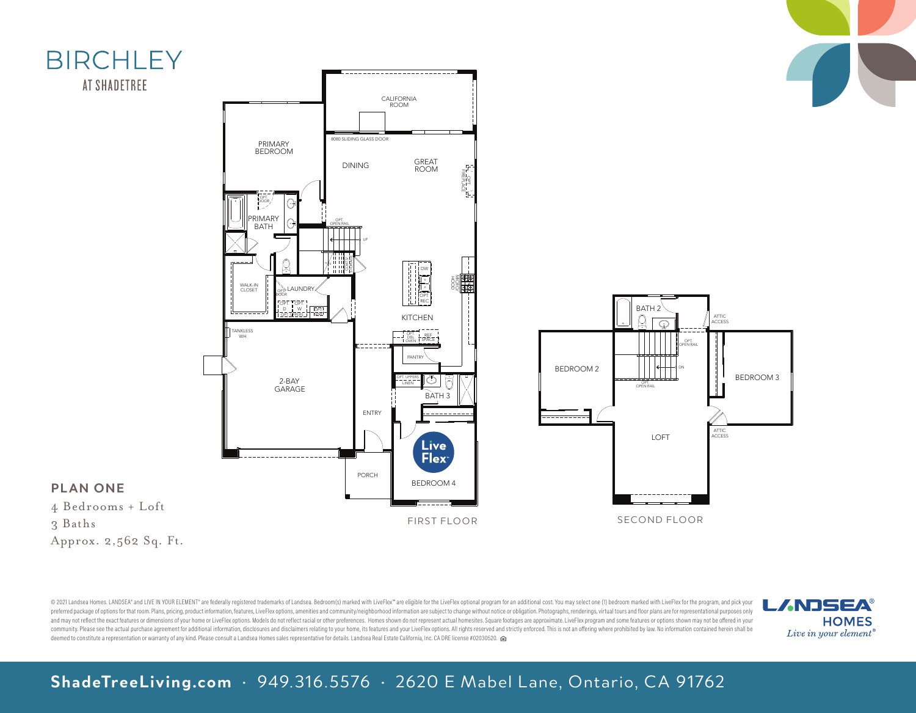# BIRCHLEY

AT SHADETREE

CALIFORNIA ROOM

8080 SLIDING GLASS DOOR

PRIMARY BEDROOM

DINING

GREAT ROOM

OPT. FIREPLACE

OPT. DOOR

PRIMARY BATH

OPT. OPEN RAIL

UP

DW

MICRO HOOD

OPT. REC

WALK-IN CLOSET

LAUNDRY

OPT. DOOR

OPT. D

OPT. W

OPT. SINK

KITCHEN

TANKLESS WH

OPT. DBL. OVEN

REF. SPACE

PANTRY

2-BAY GARAGE

OPT. UPPERS LINEN

BATH 3

ENTRY

PORCH

BEDROOM 4

FIRST FLOOR

BATH 2

ATTIC ACCESS

OPT. OPEN RAIL

BEDROOM 2

DN

BEDROOM 3

OPT. OPEN RAIL

ATTIC ACCESS

LOFT

SECOND FLOOR

## PLAN ONE

4 Bedrooms + Loft
3 Baths
Approx. 2,562 Sq. Ft.

© 2021 Landsea Homes. LANDSEA® and LIVE IN YOUR ELEMENT® are federally registered trademarks of Landsea. Bedroom(s) marked with LiveFlex™ are eligible for the LiveFlex optional program for an additional cost. You may select one (1) bedroom marked with LiveFlex for the program, and pick your preferred package of options for that room. Plans, pricing, product information, features, LiveFlex options, amenities and community/neighborhood information are subject to change without notice or obligation. Photographs, renderings, virtual tours and floor plans are for representational purposes only and may not reflect the exact features or dimensions of your home or LiveFlex options. Models do not reflect racial or other preferences. Homes shown do not represent actual homesites. Square footages are approximate. LiveFlex program and some features or options shown may not be offered in your community. Please see the actual purchase agreement for additional information, disclosures and disclaimers relating to your home, its features and your LiveFlex options. All rights reserved and strictly enforced. This is not an offering where prohibited by law. No information contained herein shall be deemed to constitute a representation or warranty of any kind. Please consult a Landsea Homes sales representative for details. Landsea Real Estate California, Inc. CA DRE license #02030520.

LANDSEA® HOMES
*Live in your element®*

**ShadeTreeLiving.com** · 949.316.5576 · 2620 E Mabel Lane, Ontario, CA 91762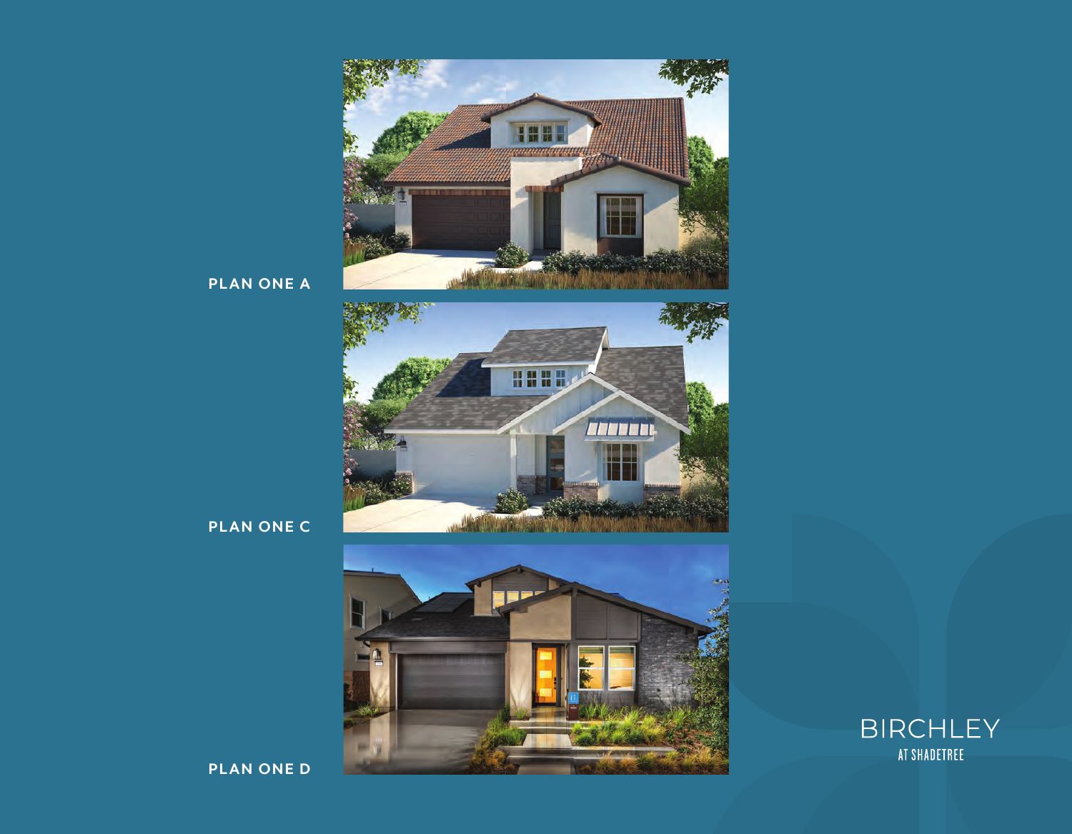PLAN ONE A

PLAN ONE C

PLAN ONE D

BIRCHLEY

AT SHADETREE